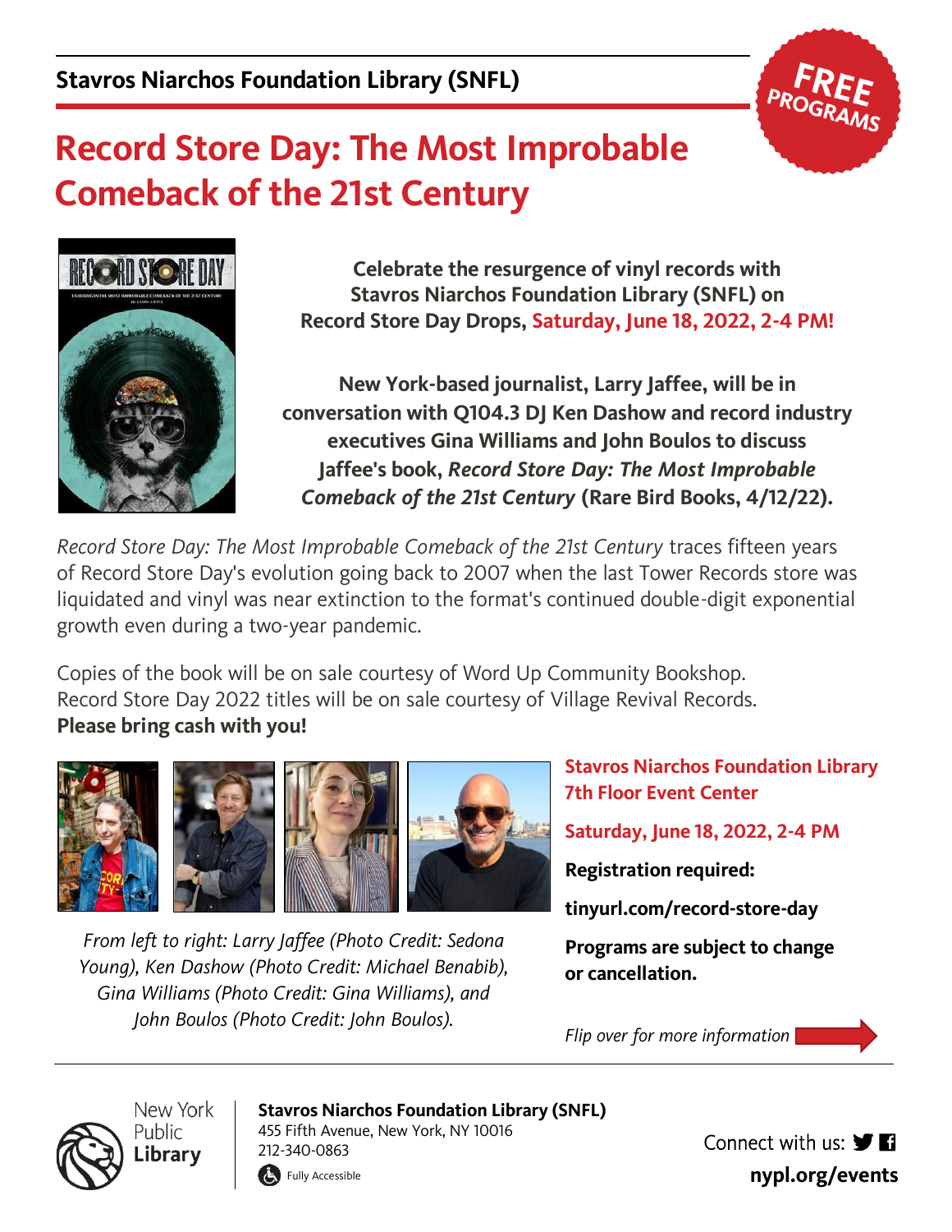**Stavros Niarchos Foundation Library (SNFL)**

**FREE PROGRAMS**

# Record Store Day: The Most Improbable Comeback of the 21st Century

**Celebrate the resurgence of vinyl records with Stavros Niarchos Foundation Library (SNFL) on Record Store Day Drops, Saturday, June 18, 2022, 2-4 PM!**

**New York-based journalist, Larry Jaffee, will be in conversation with Q104.3 DJ Ken Dashow and record industry executives Gina Williams and John Boulos to discuss Jaffee's book, *Record Store Day: The Most Improbable Comeback of the 21st Century* (Rare Bird Books, 4/12/22).**

*Record Store Day: The Most Improbable Comeback of the 21st Century* traces fifteen years of Record Store Day's evolution going back to 2007 when the last Tower Records store was liquidated and vinyl was near extinction to the format's continued double-digit exponential growth even during a two-year pandemic.

Copies of the book will be on sale courtesy of Word Up Community Bookshop.
Record Store Day 2022 titles will be on sale courtesy of Village Revival Records.
**Please bring cash with you!**

*From left to right: Larry Jaffee (Photo Credit: Sedona Young), Ken Dashow (Photo Credit: Michael Benabib), Gina Williams (Photo Credit: Gina Williams), and John Boulos (Photo Credit: John Boulos).*

**Stavros Niarchos Foundation Library 7th Floor Event Center**

**Saturday, June 18, 2022, 2-4 PM**

**Registration required:**

**tinyurl.com/record-store-day**

**Programs are subject to change or cancellation.**

*Flip over for more information*

New York Public Library

**Stavros Niarchos Foundation Library (SNFL)**
455 Fifth Avenue, New York, NY 10016
212-340-0863
Fully Accessible

Connect with us:
**nypl.org/events**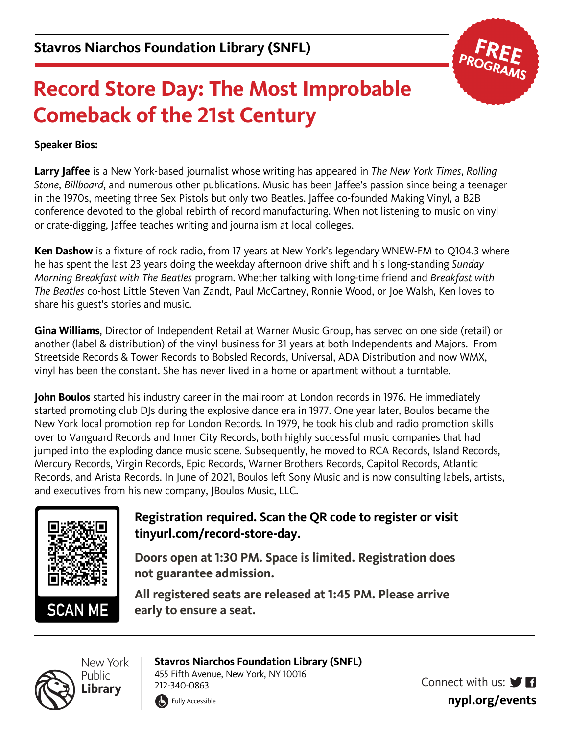**Stavros Niarchos Foundation Library (SNFL)**

FREE PROGRAMS

# Record Store Day: The Most Improbable Comeback of the 21st Century

**Speaker Bios:**

**Larry Jaffee** is a New York-based journalist whose writing has appeared in *The New York Times*, *Rolling Stone*, *Billboard*, and numerous other publications. Music has been Jaffee's passion since being a teenager in the 1970s, meeting three Sex Pistols but only two Beatles. Jaffee co-founded Making Vinyl, a B2B conference devoted to the global rebirth of record manufacturing. When not listening to music on vinyl or crate-digging, Jaffee teaches writing and journalism at local colleges.

**Ken Dashow** is a fixture of rock radio, from 17 years at New York's legendary WNEW-FM to Q104.3 where he has spent the last 23 years doing the weekday afternoon drive shift and his long-standing *Sunday Morning Breakfast with The Beatles* program. Whether talking with long-time friend and *Breakfast with The Beatles* co-host Little Steven Van Zandt, Paul McCartney, Ronnie Wood, or Joe Walsh, Ken loves to share his guest's stories and music.

**Gina Williams**, Director of Independent Retail at Warner Music Group, has served on one side (retail) or another (label & distribution) of the vinyl business for 31 years at both Independents and Majors. From Streetside Records & Tower Records to Bobsled Records, Universal, ADA Distribution and now WMX, vinyl has been the constant. She has never lived in a home or apartment without a turntable.

**John Boulos** started his industry career in the mailroom at London records in 1976. He immediately started promoting club DJs during the explosive dance era in 1977. One year later, Boulos became the New York local promotion rep for London Records. In 1979, he took his club and radio promotion skills over to Vanguard Records and Inner City Records, both highly successful music companies that had jumped into the exploding dance music scene. Subsequently, he moved to RCA Records, Island Records, Mercury Records, Virgin Records, Epic Records, Warner Brothers Records, Capitol Records, Atlantic Records, and Arista Records. In June of 2021, Boulos left Sony Music and is now consulting labels, artists, and executives from his new company, JBoulos Music, LLC.

SCAN ME

**Registration required. Scan the QR code to register or visit tinyurl.com/record-store-day.**

**Doors open at 1:30 PM. Space is limited. Registration does not guarantee admission.**

**All registered seats are released at 1:45 PM. Please arrive early to ensure a seat.**

New York Public **Library**

**Stavros Niarchos Foundation Library (SNFL)**
455 Fifth Avenue, New York, NY 10016
212-340-0863
Fully Accessible

Connect with us:
**nypl.org/events**